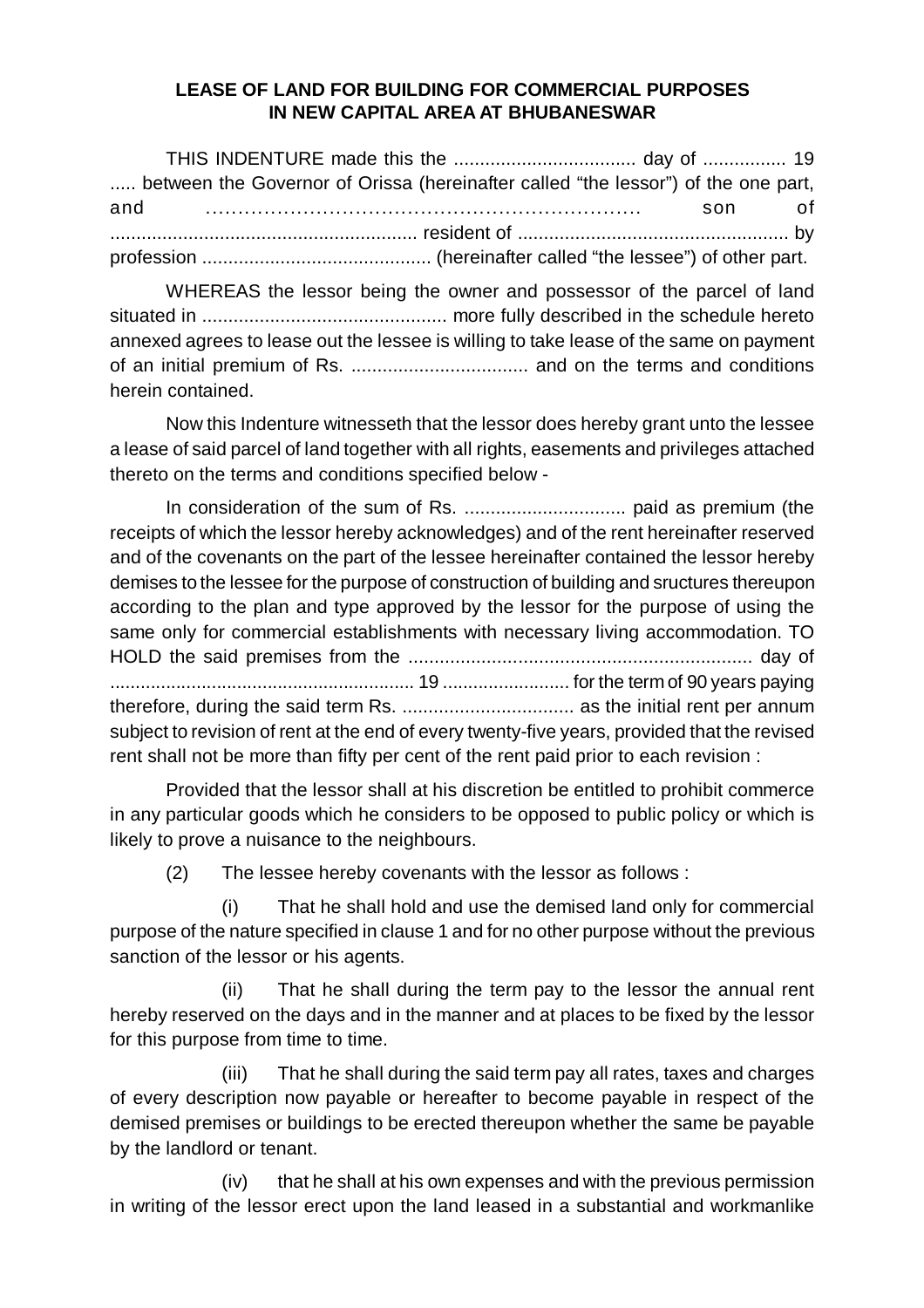**LEASE OF LAND FOR BUILDING FOR COMMERCIAL PURPOSES IN NEW CAPITAL AREA AT BHUBANESWAR**

THIS INDENTURE made this the .................................. day of ................ 19 ..... between the Governor of Orissa (hereinafter called "the lessor") of the one part, and ............................................................ son of .......................................................... resident of ................................................... by profession ........................................... (hereinafter called "the lessee") of other part.

WHEREAS the lessor being the owner and possessor of the parcel of land situated in .............................................. more fully described in the schedule hereto annexed agrees to lease out the lessee is willing to take lease of the same on payment of an initial premium of Rs. .................................. and on the terms and conditions herein contained.

Now this Indenture witnesseth that the lessor does hereby grant unto the lessee a lease of said parcel of land together with all rights, easements and privileges attached thereto on the terms and conditions specified below -

In consideration of the sum of Rs. ............................... paid as premium (the receipts of which the lessor hereby acknowledges) and of the rent hereinafter reserved and of the covenants on the part of the lessee hereinafter contained the lessor hereby demises to the lessee for the purpose of construction of building and sructures thereupon according to the plan and type approved by the lessor for the purpose of using the same only for commercial establishments with necessary living accommodation. TO HOLD the said premises from the .................................................................. day of ........................................................... 19 ........................ for the term of 90 years paying therefore, during the said term Rs. ................................. as the initial rent per annum subject to revision of rent at the end of every twenty-five years, provided that the revised rent shall not be more than fifty per cent of the rent paid prior to each revision :

Provided that the lessor shall at his discretion be entitled to prohibit commerce in any particular goods which he considers to be opposed to public policy or which is likely to prove a nuisance to the neighbours.

(2) The lessee hereby covenants with the lessor as follows :

(i) That he shall hold and use the demised land only for commercial purpose of the nature specified in clause 1 and for no other purpose without the previous sanction of the lessor or his agents.

(ii) That he shall during the term pay to the lessor the annual rent hereby reserved on the days and in the manner and at places to be fixed by the lessor for this purpose from time to time.

(iii) That he shall during the said term pay all rates, taxes and charges of every description now payable or hereafter to become payable in respect of the demised premises or buildings to be erected thereupon whether the same be payable by the landlord or tenant.

(iv) that he shall at his own expenses and with the previous permission in writing of the lessor erect upon the land leased in a substantial and workmanlike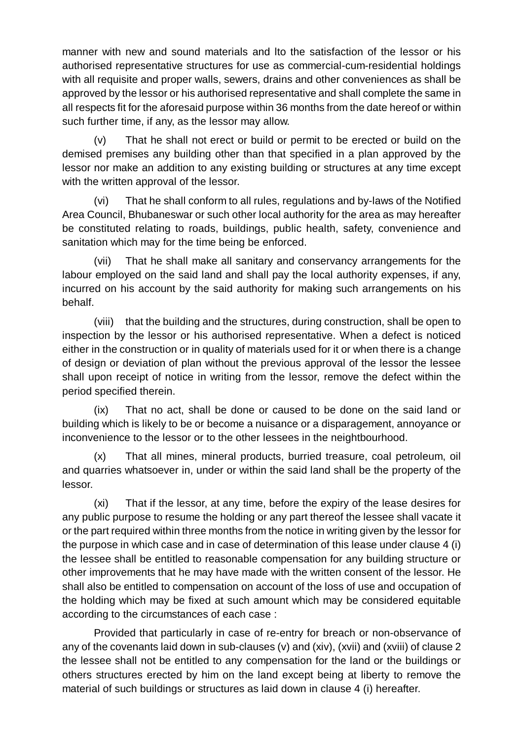manner with new and sound materials and lto the satisfaction of the lessor or his authorised representative structures for use as commercial-cum-residential holdings with all requisite and proper walls, sewers, drains and other conveniences as shall be approved by the lessor or his authorised representative and shall complete the same in all respects fit for the aforesaid purpose within 36 months from the date hereof or within such further time, if any, as the lessor may allow.

(v) That he shall not erect or build or permit to be erected or build on the demised premises any building other than that specified in a plan approved by the lessor nor make an addition to any existing building or structures at any time except with the written approval of the lessor.

(vi) That he shall conform to all rules, regulations and by-laws of the Notified Area Council, Bhubaneswar or such other local authority for the area as may hereafter be constituted relating to roads, buildings, public health, safety, convenience and sanitation which may for the time being be enforced.

(vii) That he shall make all sanitary and conservancy arrangements for the labour employed on the said land and shall pay the local authority expenses, if any, incurred on his account by the said authority for making such arrangements on his behalf.

(viii) that the building and the structures, during construction, shall be open to inspection by the lessor or his authorised representative. When a defect is noticed either in the construction or in quality of materials used for it or when there is a change of design or deviation of plan without the previous approval of the lessor the lessee shall upon receipt of notice in writing from the lessor, remove the defect within the period specified therein.

(ix) That no act, shall be done or caused to be done on the said land or building which is likely to be or become a nuisance or a disparagement, annoyance or inconvenience to the lessor or to the other lessees in the neighbourhood.

(x) That all mines, mineral products, burried treasure, coal petroleum, oil and quarries whatsoever in, under or within the said land shall be the property of the lessor.

(xi) That if the lessor, at any time, before the expiry of the lease desires for any public purpose to resume the holding or any part thereof the lessee shall vacate it or the part required within three months from the notice in writing given by the lessor for the purpose in which case and in case of determination of this lease under clause 4 (i) the lessee shall be entitled to reasonable compensation for any building structure or other improvements that he may have made with the written consent of the lessor. He shall also be entitled to compensation on account of the loss of use and occupation of the holding which may be fixed at such amount which may be considered equitable according to the circumstances of each case :

Provided that particularly in case of re-entry for breach or non-observance of any of the covenants laid down in sub-clauses (v) and (xiv), (xvii) and (xviii) of clause 2 the lessee shall not be entitled to any compensation for the land or the buildings or others structures erected by him on the land except being at liberty to remove the material of such buildings or structures as laid down in clause 4 (i) hereafter.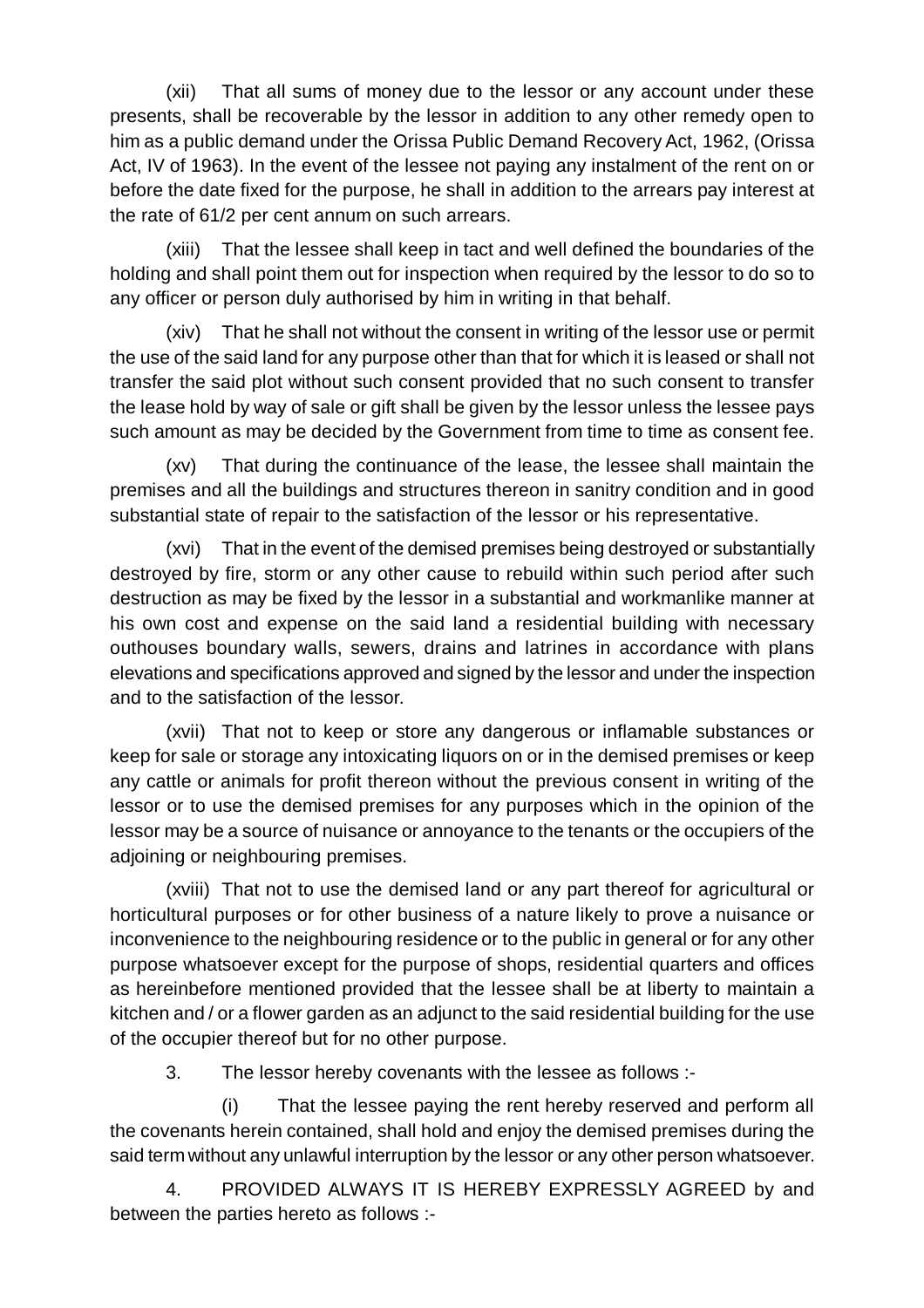(xii) That all sums of money due to the lessor or any account under these presents, shall be recoverable by the lessor in addition to any other remedy open to him as a public demand under the Orissa Public Demand Recovery Act, 1962, (Orissa Act, IV of 1963). In the event of the lessee not paying any instalment of the rent on or before the date fixed for the purpose, he shall in addition to the arrears pay interest at the rate of 61/2 per cent annum on such arrears.

(xiii) That the lessee shall keep in tact and well defined the boundaries of the holding and shall point them out for inspection when required by the lessor to do so to any officer or person duly authorised by him in writing in that behalf.

(xiv) That he shall not without the consent in writing of the lessor use or permit the use of the said land for any purpose other than that for which it is leased or shall not transfer the said plot without such consent provided that no such consent to transfer the lease hold by way of sale or gift shall be given by the lessor unless the lessee pays such amount as may be decided by the Government from time to time as consent fee.

(xv) That during the continuance of the lease, the lessee shall maintain the premises and all the buildings and structures thereon in sanitry condition and in good substantial state of repair to the satisfaction of the lessor or his representative.

(xvi) That in the event of the demised premises being destroyed or substantially destroyed by fire, storm or any other cause to rebuild within such period after such destruction as may be fixed by the lessor in a substantial and workmanlike manner at his own cost and expense on the said land a residential building with necessary outhouses boundary walls, sewers, drains and latrines in accordance with plans elevations and specifications approved and signed by the lessor and under the inspection and to the satisfaction of the lessor.

(xvii) That not to keep or store any dangerous or inflamable substances or keep for sale or storage any intoxicating liquors on or in the demised premises or keep any cattle or animals for profit thereon without the previous consent in writing of the lessor or to use the demised premises for any purposes which in the opinion of the lessor may be a source of nuisance or annoyance to the tenants or the occupiers of the adjoining or neighbouring premises.

(xviii) That not to use the demised land or any part thereof for agricultural or horticultural purposes or for other business of a nature likely to prove a nuisance or inconvenience to the neighbouring residence or to the public in general or for any other purpose whatsoever except for the purpose of shops, residential quarters and offices as hereinbefore mentioned provided that the lessee shall be at liberty to maintain a kitchen and / or a flower garden as an adjunct to the said residential building for the use of the occupier thereof but for no other purpose.

3. The lessor hereby covenants with the lessee as follows :-

(i) That the lessee paying the rent hereby reserved and perform all the covenants herein contained, shall hold and enjoy the demised premises during the said term without any unlawful interruption by the lessor or any other person whatsoever.

4. PROVIDED ALWAYS IT IS HEREBY EXPRESSLY AGREED by and between the parties hereto as follows :-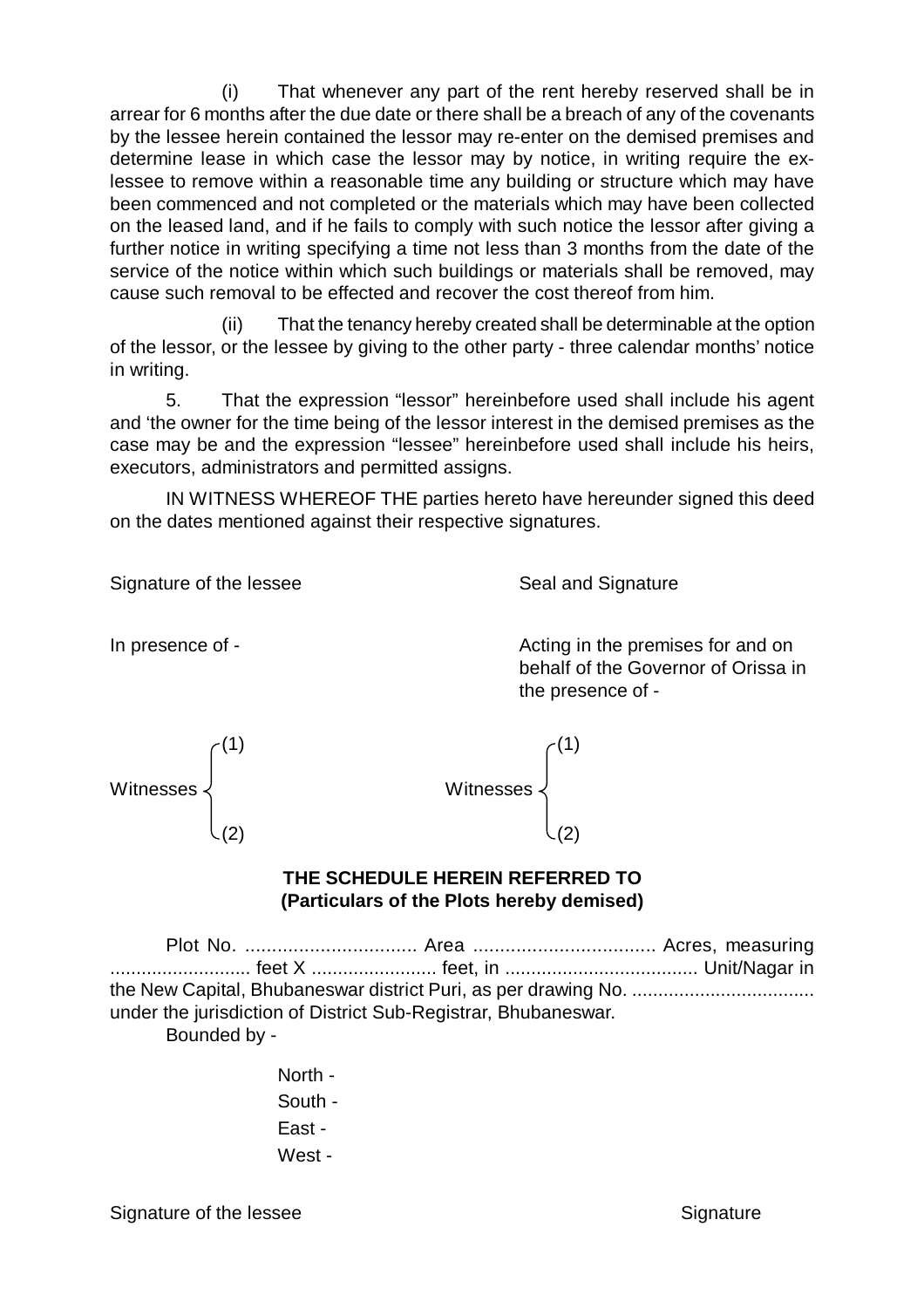(i) That whenever any part of the rent hereby reserved shall be in arrear for 6 months after the due date or there shall be a breach of any of the covenants by the lessee herein contained the lessor may re-enter on the demised premises and determine lease in which case the lessor may by notice, in writing require the ex-lessee to remove within a reasonable time any building or structure which may have been commenced and not completed or the materials which may have been collected on the leased land, and if he fails to comply with such notice the lessor after giving a further notice in writing specifying a time not less than 3 months from the date of the service of the notice within which such buildings or materials shall be removed, may cause such removal to be effected and recover the cost thereof from him.

(ii) That the tenancy hereby created shall be determinable at the option of the lessor, or the lessee by giving to the other party - three calendar months' notice in writing.

5. That the expression "lessor" hereinbefore used shall include his agent and 'the owner for the time being of the lessor interest in the demised premises as the case may be and the expression "lessee" hereinbefore used shall include his heirs, executors, administrators and permitted assigns.

IN WITNESS WHEREOF THE parties hereto have hereunder signed this deed on the dates mentioned against their respective signatures.

Signature of the lessee

In presence of -

Witnesses (1)

(2)

Seal and Signature

Acting in the premises for and on behalf of the Governor of Orissa in the presence of -

Witnesses (1)

(2)

**THE SCHEDULE HEREIN REFERRED TO**
**(Particulars of the Plots hereby demised)**

Plot No. ................................ Area .................................. Acres, measuring ........................... feet X ........................ feet, in ..................................... Unit/Nagar in the New Capital, Bhubaneswar district Puri, as per drawing No. ................................... under the jurisdiction of District Sub-Registrar, Bhubaneswar.

Bounded by -

North -
South -
East -
West -

Signature of the lessee

Signature